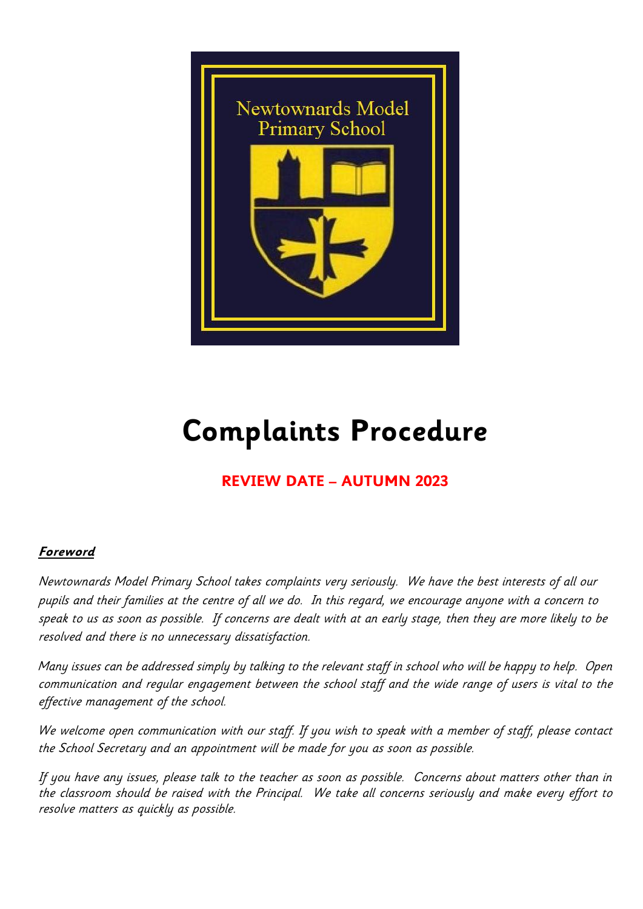Newtownards Model Primary School

# Complaints Procedure

**REVIEW DATE – AUTUMN 2023**

***Foreword***

*Newtownards Model Primary School takes complaints very seriously. We have the best interests of all our pupils and their families at the centre of all we do. In this regard, we encourage anyone with a concern to speak to us as soon as possible. If concerns are dealt with at an early stage, then they are more likely to be resolved and there is no unnecessary dissatisfaction.*

*Many issues can be addressed simply by talking to the relevant staff in school who will be happy to help. Open communication and regular engagement between the school staff and the wide range of users is vital to the effective management of the school.*

*We welcome open communication with our staff. If you wish to speak with a member of staff, please contact the School Secretary and an appointment will be made for you as soon as possible.*

*If you have any issues, please talk to the teacher as soon as possible. Concerns about matters other than in the classroom should be raised with the Principal. We take all concerns seriously and make every effort to resolve matters as quickly as possible.*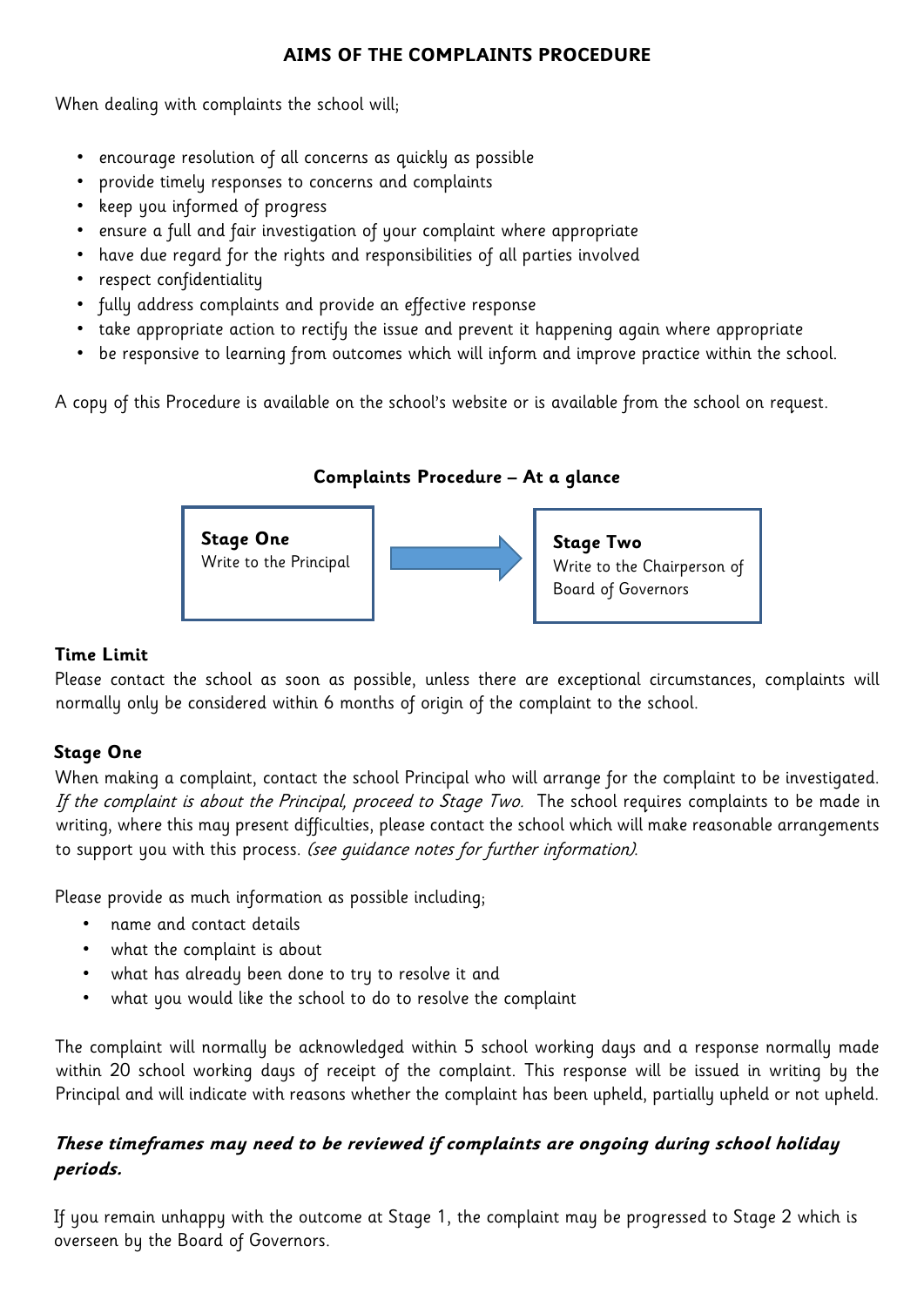## AIMS OF THE COMPLAINTS PROCEDURE

When dealing with complaints the school will;

- encourage resolution of all concerns as quickly as possible
- provide timely responses to concerns and complaints
- keep you informed of progress
- ensure a full and fair investigation of your complaint where appropriate
- have due regard for the rights and responsibilities of all parties involved
- respect confidentiality
- fully address complaints and provide an effective response
- take appropriate action to rectify the issue and prevent it happening again where appropriate
- be responsive to learning from outcomes which will inform and improve practice within the school.

A copy of this Procedure is available on the school's website or is available from the school on request.

### Complaints Procedure – At a glance

**Stage One**
Write to the Principal

→

**Stage Two**
Write to the Chairperson of Board of Governors

### Time Limit

Please contact the school as soon as possible, unless there are exceptional circumstances, complaints will normally only be considered within 6 months of origin of the complaint to the school.

### Stage One

When making a complaint, contact the school Principal who will arrange for the complaint to be investigated. *If the complaint is about the Principal, proceed to Stage Two.* The school requires complaints to be made in writing, where this may present difficulties, please contact the school which will make reasonable arrangements to support you with this process. *(see guidance notes for further information).*

Please provide as much information as possible including;

- name and contact details
- what the complaint is about
- what has already been done to try to resolve it and
- what you would like the school to do to resolve the complaint

The complaint will normally be acknowledged within 5 school working days and a response normally made within 20 school working days of receipt of the complaint. This response will be issued in writing by the Principal and will indicate with reasons whether the complaint has been upheld, partially upheld or not upheld.

***These timeframes may need to be reviewed if complaints are ongoing during school holiday periods.***

If you remain unhappy with the outcome at Stage 1, the complaint may be progressed to Stage 2 which is overseen by the Board of Governors.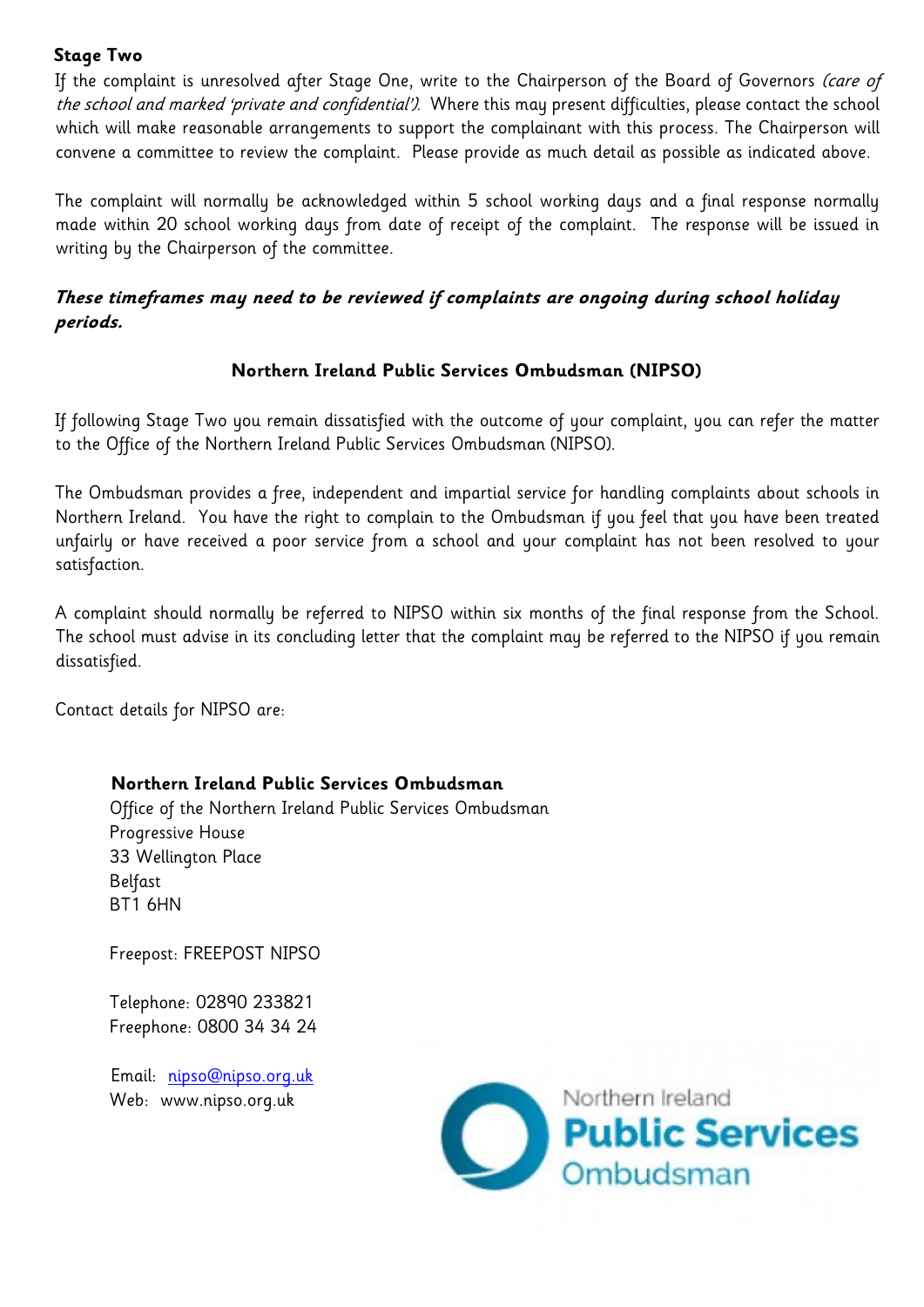**Stage Two**

If the complaint is unresolved after Stage One, write to the Chairperson of the Board of Governors *(care of the school and marked 'private and confidential')*. Where this may present difficulties, please contact the school which will make reasonable arrangements to support the complainant with this process. The Chairperson will convene a committee to review the complaint. Please provide as much detail as possible as indicated above.

The complaint will normally be acknowledged within 5 school working days and a final response normally made within 20 school working days from date of receipt of the complaint. The response will be issued in writing by the Chairperson of the committee.

***These timeframes may need to be reviewed if complaints are ongoing during school holiday periods.***

**Northern Ireland Public Services Ombudsman (NIPSO)**

If following Stage Two you remain dissatisfied with the outcome of your complaint, you can refer the matter to the Office of the Northern Ireland Public Services Ombudsman (NIPSO).

The Ombudsman provides a free, independent and impartial service for handling complaints about schools in Northern Ireland. You have the right to complain to the Ombudsman if you feel that you have been treated unfairly or have received a poor service from a school and your complaint has not been resolved to your satisfaction.

A complaint should normally be referred to NIPSO within six months of the final response from the School. The school must advise in its concluding letter that the complaint may be referred to the NIPSO if you remain dissatisfied.

Contact details for NIPSO are:

**Northern Ireland Public Services Ombudsman**
Office of the Northern Ireland Public Services Ombudsman
Progressive House
33 Wellington Place
Belfast
BT1 6HN

Freepost: FREEPOST NIPSO

Telephone: 02890 233821
Freephone: 0800 34 34 24

Email: nipso@nipso.org.uk
Web: www.nipso.org.uk

Northern Ireland Public Services Ombudsman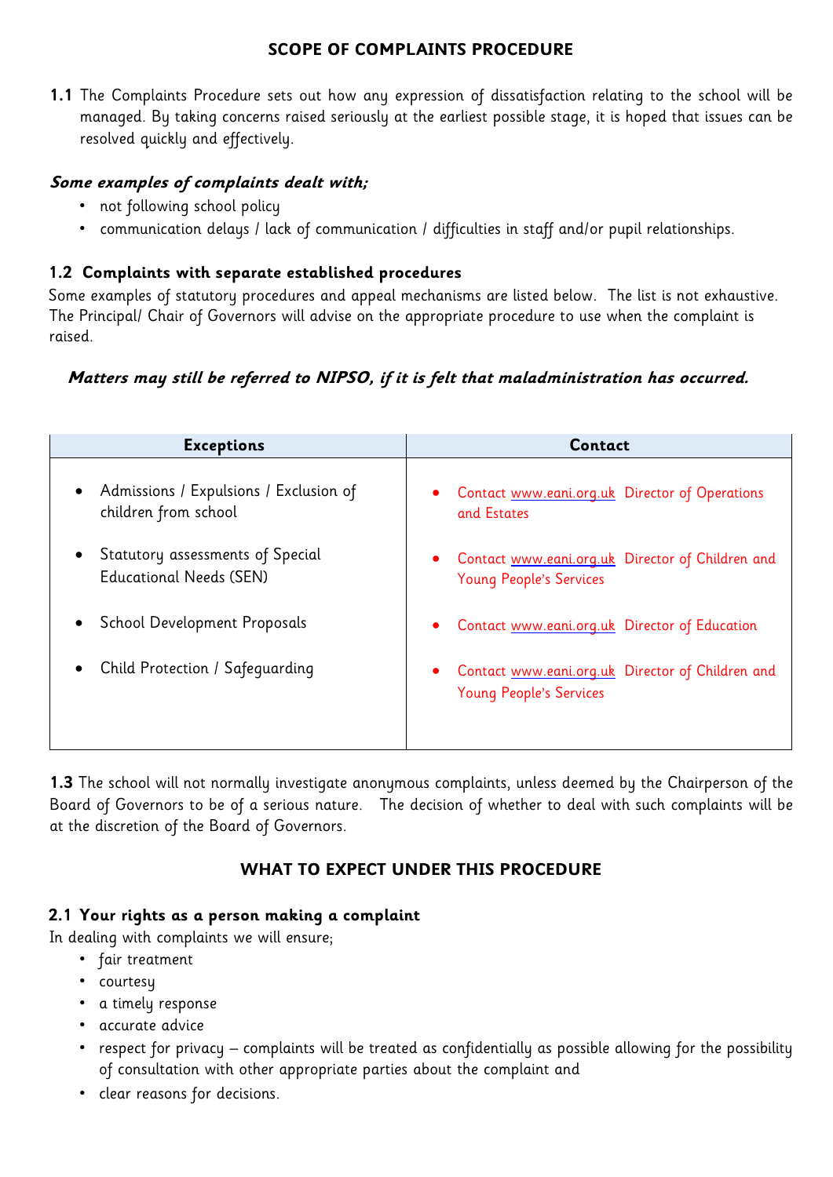## SCOPE OF COMPLAINTS PROCEDURE

**1.1** The Complaints Procedure sets out how any expression of dissatisfaction relating to the school will be managed. By taking concerns raised seriously at the earliest possible stage, it is hoped that issues can be resolved quickly and effectively.

***Some examples of complaints dealt with;***

- not following school policy
- communication delays / lack of communication / difficulties in staff and/or pupil relationships.

### 1.2 Complaints with separate established procedures

Some examples of statutory procedures and appeal mechanisms are listed below. The list is not exhaustive. The Principal/ Chair of Governors will advise on the appropriate procedure to use when the complaint is raised.

***Matters may still be referred to NIPSO, if it is felt that maladministration has occurred.***

| Exceptions | Contact |
|---|---|
| • Admissions / Expulsions / Exclusion of children from school | • Contact www.eani.org.uk Director of Operations and Estates |
| • Statutory assessments of Special Educational Needs (SEN) | • Contact www.eani.org.uk Director of Children and Young People's Services |
| • School Development Proposals | • Contact www.eani.org.uk Director of Education |
| • Child Protection / Safeguarding | • Contact www.eani.org.uk Director of Children and Young People's Services |

**1.3** The school will not normally investigate anonymous complaints, unless deemed by the Chairperson of the Board of Governors to be of a serious nature. The decision of whether to deal with such complaints will be at the discretion of the Board of Governors.

## WHAT TO EXPECT UNDER THIS PROCEDURE

### 2.1 Your rights as a person making a complaint

In dealing with complaints we will ensure;

- fair treatment
- courtesy
- a timely response
- accurate advice
- respect for privacy – complaints will be treated as confidentially as possible allowing for the possibility of consultation with other appropriate parties about the complaint and
- clear reasons for decisions.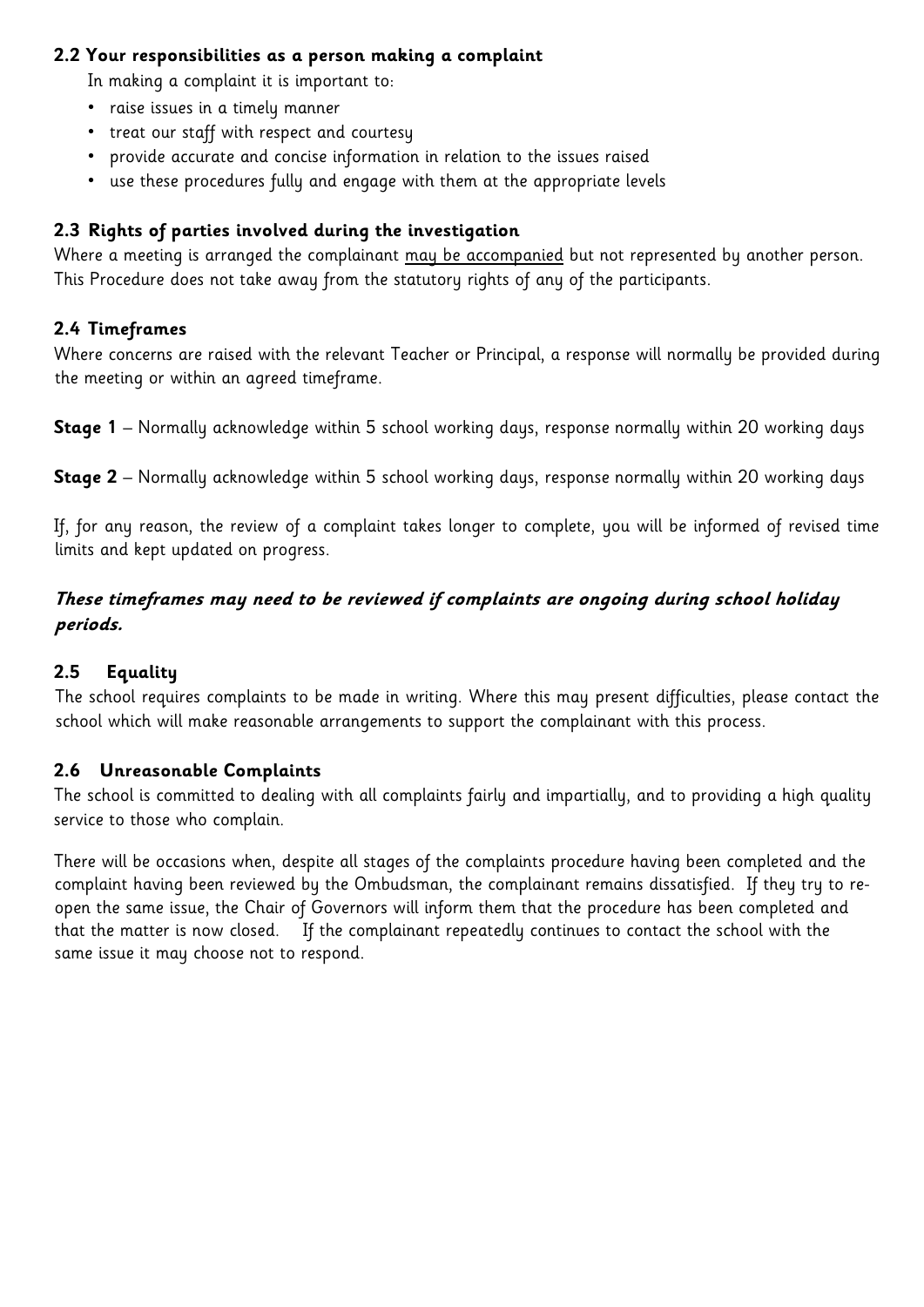### 2.2 Your responsibilities as a person making a complaint

In making a complaint it is important to:

- raise issues in a timely manner
- treat our staff with respect and courtesy
- provide accurate and concise information in relation to the issues raised
- use these procedures fully and engage with them at the appropriate levels

### 2.3 Rights of parties involved during the investigation

Where a meeting is arranged the complainant <u>may be accompanied</u> but not represented by another person. This Procedure does not take away from the statutory rights of any of the participants.

### 2.4 Timeframes

Where concerns are raised with the relevant Teacher or Principal, a response will normally be provided during the meeting or within an agreed timeframe.

**Stage 1** – Normally acknowledge within 5 school working days, response normally within 20 working days

**Stage 2** – Normally acknowledge within 5 school working days, response normally within 20 working days

If, for any reason, the review of a complaint takes longer to complete, you will be informed of revised time limits and kept updated on progress.

***These timeframes may need to be reviewed if complaints are ongoing during school holiday periods.***

### 2.5 Equality

The school requires complaints to be made in writing. Where this may present difficulties, please contact the school which will make reasonable arrangements to support the complainant with this process.

### 2.6 Unreasonable Complaints

The school is committed to dealing with all complaints fairly and impartially, and to providing a high quality service to those who complain.

There will be occasions when, despite all stages of the complaints procedure having been completed and the complaint having been reviewed by the Ombudsman, the complainant remains dissatisfied. If they try to re-open the same issue, the Chair of Governors will inform them that the procedure has been completed and that the matter is now closed. If the complainant repeatedly continues to contact the school with the same issue it may choose not to respond.